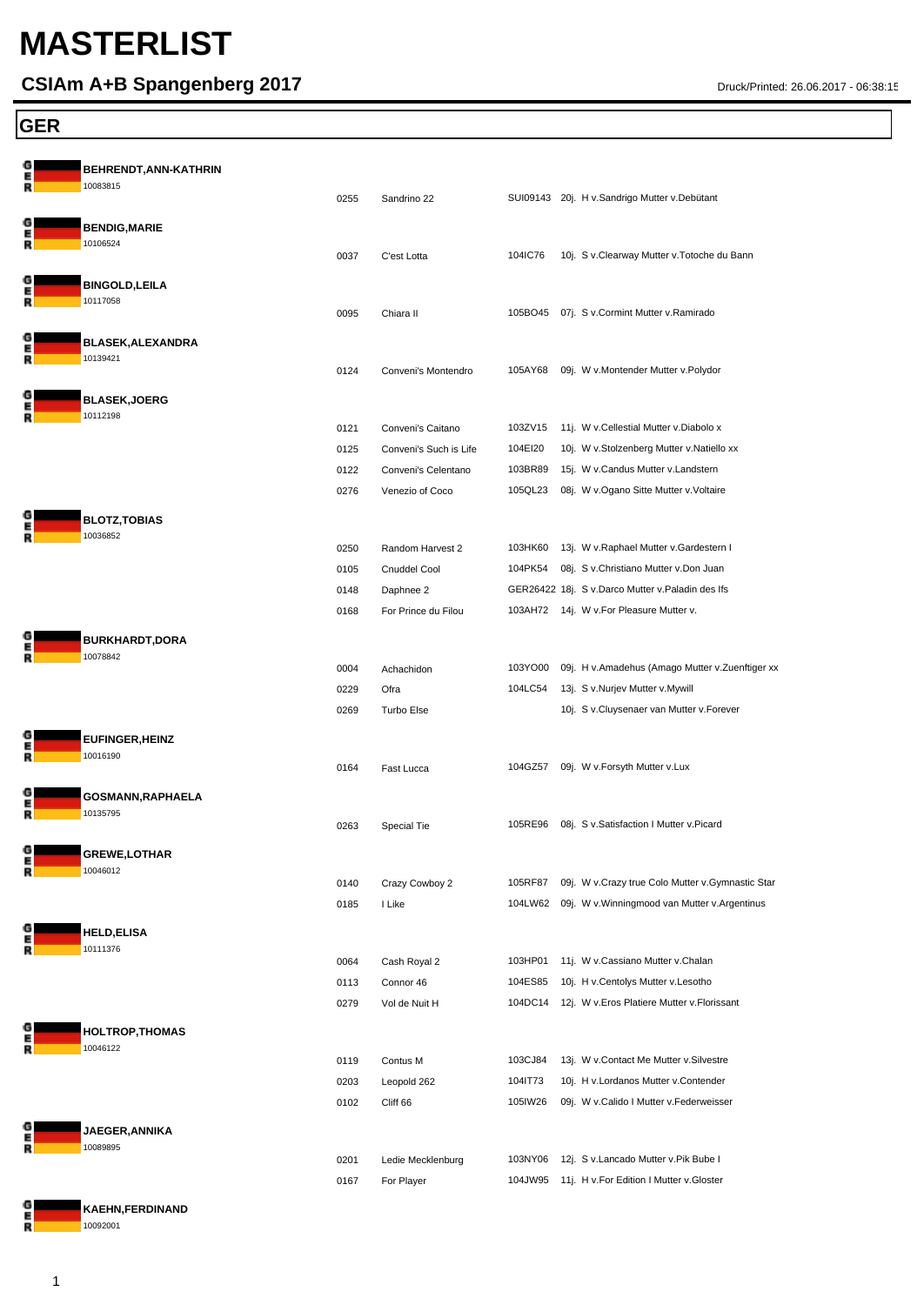# MASTERLIST

## CSIAm A+B Spangenberg 2017

Druck/Printed: 26.06.2017 - 06:38:15

## GER

**BEHRENDT,ANN-KATHRIN**
10083815

| | | | |
|---|---|---|---|
| 0255 | Sandrino 22 | SUI09143 | 20j. H v.Sandrigo Mutter v.Debütant |

**BENDIG,MARIE**
10106524

| | | | |
|---|---|---|---|
| 0037 | C'est Lotta | 104IC76 | 10j. S v.Clearway Mutter v.Totoche du Bann |

**BINGOLD,LEILA**
10117058

| | | | |
|---|---|---|---|
| 0095 | Chiara II | 105BO45 | 07j. S v.Cormint Mutter v.Ramirado |

**BLASEK,ALEXANDRA**
10139421

| | | | |
|---|---|---|---|
| 0124 | Conveni's Montendro | 105AY68 | 09j. W v.Montender Mutter v.Polydor |

**BLASEK,JOERG**
10112198

| | | | |
|---|---|---|---|
| 0121 | Conveni's Caitano | 103ZV15 | 11j. W v.Cellestial Mutter v.Diabolo x |
| 0125 | Conveni's Such is Life | 104EI20 | 10j. W v.Stolzenberg Mutter v.Natiello xx |
| 0122 | Conveni's Celentano | 103BR89 | 15j. W v.Candus Mutter v.Landstern |
| 0276 | Venezio of Coco | 105QL23 | 08j. W v.Ogano Sitte Mutter v.Voltaire |

**BLOTZ,TOBIAS**
10036852

| | | | |
|---|---|---|---|
| 0250 | Random Harvest 2 | 103HK60 | 13j. W v.Raphael Mutter v.Gardestern I |
| 0105 | Cnuddel Cool | 104PK54 | 08j. S v.Christiano Mutter v.Don Juan |
| 0148 | Daphnee 2 | GER26422 | 18j. S v.Darco Mutter v.Paladin des Ifs |
| 0168 | For Prince du Filou | 103AH72 | 14j. W v.For Pleasure Mutter v. |

**BURKHARDT,DORA**
10078842

| | | | |
|---|---|---|---|
| 0004 | Achachidon | 103YO00 | 09j. H v.Amadehus (Amago Mutter v.Zuenftiger xx |
| 0229 | Ofra | 104LC54 | 13j. S v.Nurjev Mutter v.Mywill |
| 0269 | Turbo Else | | 10j. S v.Cluysenaer van Mutter v.Forever |

**EUFINGER,HEINZ**
10016190

| | | | |
|---|---|---|---|
| 0164 | Fast Lucca | 104GZ57 | 09j. W v.Forsyth Mutter v.Lux |

**GOSMANN,RAPHAELA**
10135795

| | | | |
|---|---|---|---|
| 0263 | Special Tie | 105RE96 | 08j. S v.Satisfaction I Mutter v.Picard |

**GREWE,LOTHAR**
10046012

| | | | |
|---|---|---|---|
| 0140 | Crazy Cowboy 2 | 105RF87 | 09j. W v.Crazy true Colo Mutter v.Gymnastic Star |
| 0185 | I Like | 104LW62 | 09j. W v.Winningmood van Mutter v.Argentinus |

**HELD,ELISA**
10111376

| | | | |
|---|---|---|---|
| 0064 | Cash Royal 2 | 103HP01 | 11j. W v.Cassiano Mutter v.Chalan |
| 0113 | Connor 46 | 104ES85 | 10j. H v.Centolys Mutter v.Lesotho |
| 0279 | Vol de Nuit H | 104DC14 | 12j. W v.Eros Platiere Mutter v.Florissant |

**HOLTROP,THOMAS**
10046122

| | | | |
|---|---|---|---|
| 0119 | Contus M | 103CJ84 | 13j. W v.Contact Me Mutter v.Silvestre |
| 0203 | Leopold 262 | 104IT73 | 10j. H v.Lordanos Mutter v.Contender |
| 0102 | Cliff 66 | 105IW26 | 09j. W v.Calido I Mutter v.Federweisser |

**JAEGER,ANNIKA**
10089895

| | | | |
|---|---|---|---|
| 0201 | Ledie Mecklenburg | 103NY06 | 12j. S v.Lancado Mutter v.Pik Bube I |
| 0167 | For Player | 104JW95 | 11j. H v.For Edition I Mutter v.Gloster |

**KAEHN,FERDINAND**
10092001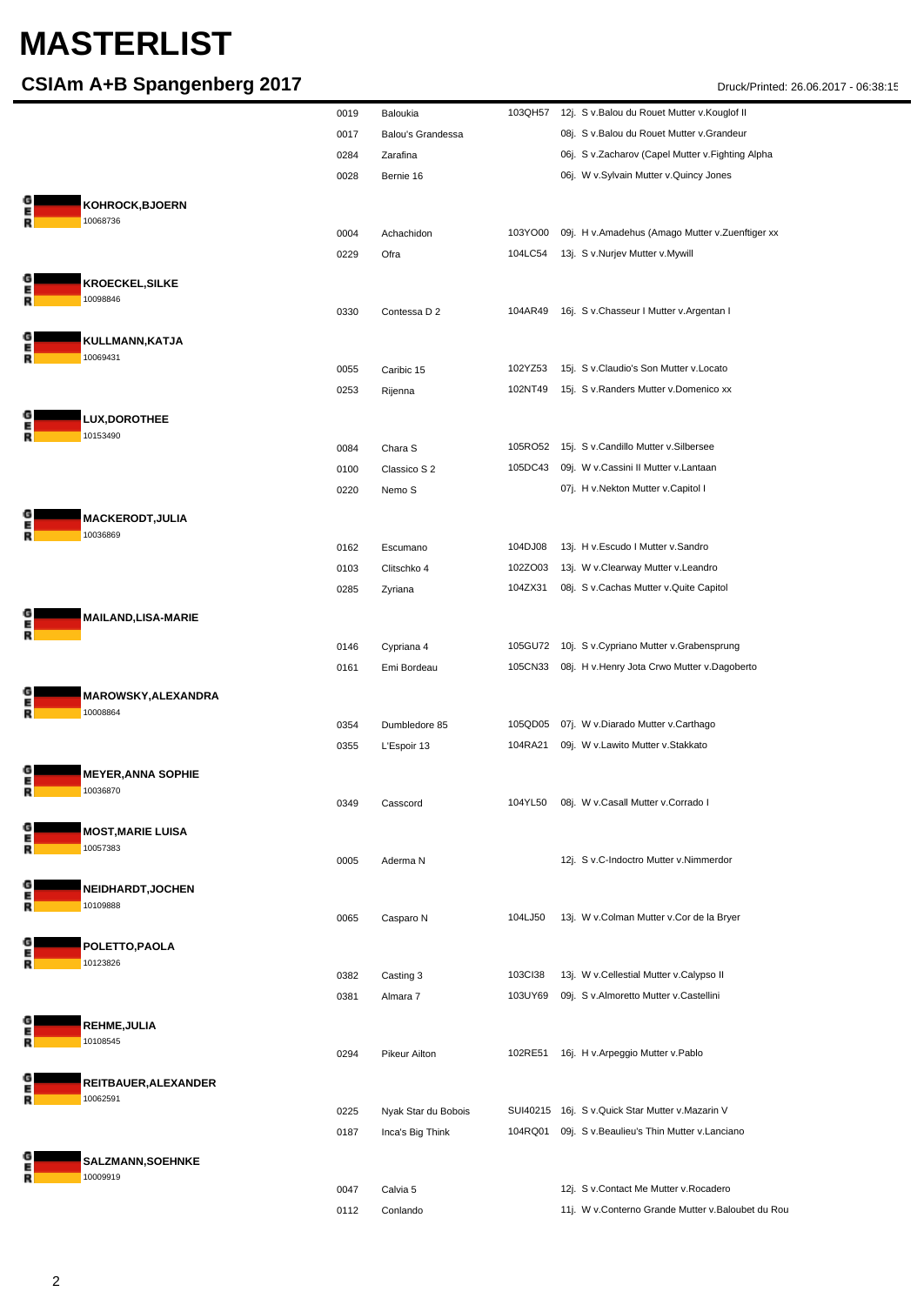# MASTERLIST

## CSIAm A+B Spangenberg 2017

Druck/Printed: 26.06.2017 - 06:38:15

| Rider | No. | Horse | ID | Details |
|---|---|---|---|---|
| | 0019 | Baloukia | 103QH57 | 12j. S v.Balou du Rouet Mutter v.Kouglof II |
| | 0017 | Balou's Grandessa | | 08j. S v.Balou du Rouet Mutter v.Grandeur |
| | 0284 | Zarafina | | 06j. S v.Zacharov (Capel Mutter v.Fighting Alpha |
| | 0028 | Bernie 16 | | 06j. W v.Sylvain Mutter v.Quincy Jones |
| GER **KOHROCK,BJOERN** 10068736 | | | | |
| | 0004 | Achachidon | 103YO00 | 09j. H v.Amadehus (Amago Mutter v.Zuenftiger xx |
| | 0229 | Ofra | 104LC54 | 13j. S v.Nurjev Mutter v.Mywill |
| GER **KROECKEL,SILKE** 10098846 | | | | |
| | 0330 | Contessa D 2 | 104AR49 | 16j. S v.Chasseur I Mutter v.Argentan I |
| GER **KULLMANN,KATJA** 10069431 | | | | |
| | 0055 | Caribic 15 | 102YZ53 | 15j. S v.Claudio's Son Mutter v.Locato |
| | 0253 | Rijenna | 102NT49 | 15j. S v.Randers Mutter v.Domenico xx |
| GER **LUX,DOROTHEE** 10153490 | | | | |
| | 0084 | Chara S | 105RO52 | 15j. S v.Candillo Mutter v.Silbersee |
| | 0100 | Classico S 2 | 105DC43 | 09j. W v.Cassini II Mutter v.Lantaan |
| | 0220 | Nemo S | | 07j. H v.Nekton Mutter v.Capitol I |
| GER **MACKERODT,JULIA** 10036869 | | | | |
| | 0162 | Escumano | 104DJ08 | 13j. H v.Escudo I Mutter v.Sandro |
| | 0103 | Clitschko 4 | 102ZO03 | 13j. W v.Clearway Mutter v.Leandro |
| | 0285 | Zyriana | 104ZX31 | 08j. S v.Cachas Mutter v.Quite Capitol |
| GER **MAILAND,LISA-MARIE** | | | | |
| | 0146 | Cypriana 4 | 105GU72 | 10j. S v.Cypriano Mutter v.Grabensprung |
| | 0161 | Emi Bordeau | 105CN33 | 08j. H v.Henry Jota Crwo Mutter v.Dagoberto |
| GER **MAROWSKY,ALEXANDRA** 10008864 | | | | |
| | 0354 | Dumbledore 85 | 105QD05 | 07j. W v.Diarado Mutter v.Carthago |
| | 0355 | L'Espoir 13 | 104RA21 | 09j. W v.Lawito Mutter v.Stakkato |
| GER **MEYER,ANNA SOPHIE** 10036870 | | | | |
| | 0349 | Casscord | 104YL50 | 08j. W v.Casall Mutter v.Corrado I |
| GER **MOST,MARIE LUISA** 10057383 | | | | |
| | 0005 | Aderma N | | 12j. S v.C-Indoctro Mutter v.Nimmerdor |
| GER **NEIDHARDT,JOCHEN** 10109888 | | | | |
| | 0065 | Casparo N | 104LJ50 | 13j. W v.Colman Mutter v.Cor de la Bryer |
| GER **POLETTO,PAOLA** 10123826 | | | | |
| | 0382 | Casting 3 | 103CI38 | 13j. W v.Cellestial Mutter v.Calypso II |
| | 0381 | Almara 7 | 103UY69 | 09j. S v.Almoretto Mutter v.Castellini |
| GER **REHME,JULIA** 10108545 | | | | |
| | 0294 | Pikeur Ailton | 102RE51 | 16j. H v.Arpeggio Mutter v.Pablo |
| GER **REITBAUER,ALEXANDER** 10062591 | | | | |
| | 0225 | Nyak Star du Bobois | SUI40215 | 16j. S v.Quick Star Mutter v.Mazarin V |
| | 0187 | Inca's Big Think | 104RQ01 | 09j. S v.Beaulieu's Thin Mutter v.Lanciano |
| GER **SALZMANN,SOEHNKE** 10009919 | | | | |
| | 0047 | Calvia 5 | | 12j. S v.Contact Me Mutter v.Rocadero |
| | 0112 | Conlando | | 11j. W v.Conterno Grande Mutter v.Baloubet du Rou |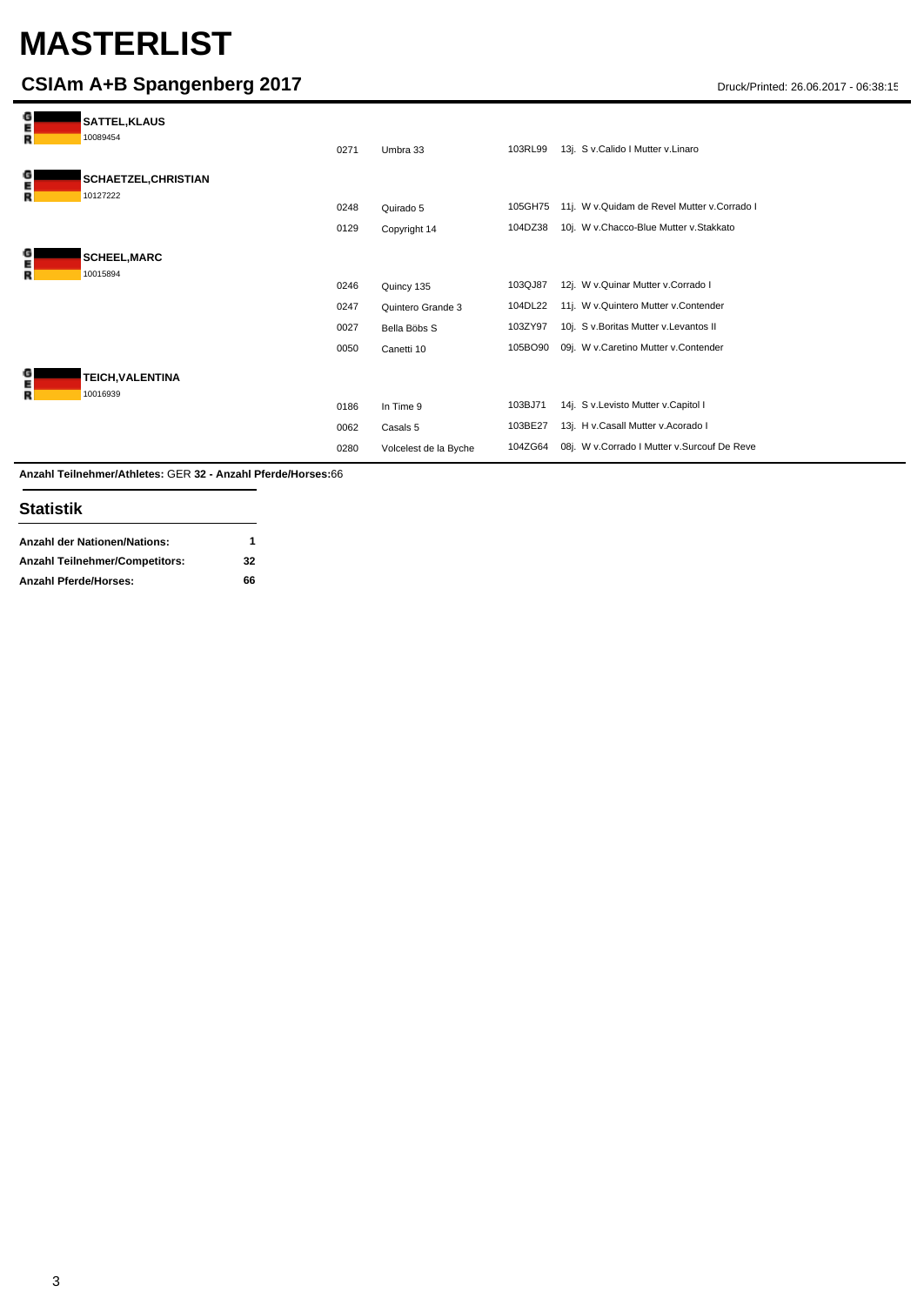# MASTERLIST

## CSIAm A+B Spangenberg 2017

Druck/Printed: 26.06.2017 - 06:38:15

| | | | | |
|---|---|---|---|---|
| GER **SATTEL,KLAUS** 10089454 | | | | |
| | 0271 | Umbra 33 | 103RL99 | 13j. S v.Calido I Mutter v.Linaro |
| GER **SCHAETZEL,CHRISTIAN** 10127222 | | | | |
| | 0248 | Quirado 5 | 105GH75 | 11j. W v.Quidam de Revel Mutter v.Corrado I |
| | 0129 | Copyright 14 | 104DZ38 | 10j. W v.Chacco-Blue Mutter v.Stakkato |
| GER **SCHEEL,MARC** 10015894 | | | | |
| | 0246 | Quincy 135 | 103QJ87 | 12j. W v.Quinar Mutter v.Corrado I |
| | 0247 | Quintero Grande 3 | 104DL22 | 11j. W v.Quintero Mutter v.Contender |
| | 0027 | Bella Böbs S | 103ZY97 | 10j. S v.Boritas Mutter v.Levantos II |
| | 0050 | Canetti 10 | 105BO90 | 09j. W v.Caretino Mutter v.Contender |
| GER **TEICH,VALENTINA** 10016939 | | | | |
| | 0186 | In Time 9 | 103BJ71 | 14j. S v.Levisto Mutter v.Capitol I |
| | 0062 | Casals 5 | 103BE27 | 13j. H v.Casall Mutter v.Acorado I |
| | 0280 | Volcelest de la Byche | 104ZG64 | 08j. W v.Corrado I Mutter v.Surcouf De Reve |

**Anzahl Teilnehmer/Athletes:** GER **32** - **Anzahl Pferde/Horses:**66

## Statistik

| | |
|---|---|
| **Anzahl der Nationen/Nations:** | **1** |
| **Anzahl Teilnehmer/Competitors:** | **32** |
| **Anzahl Pferde/Horses:** | **66** |